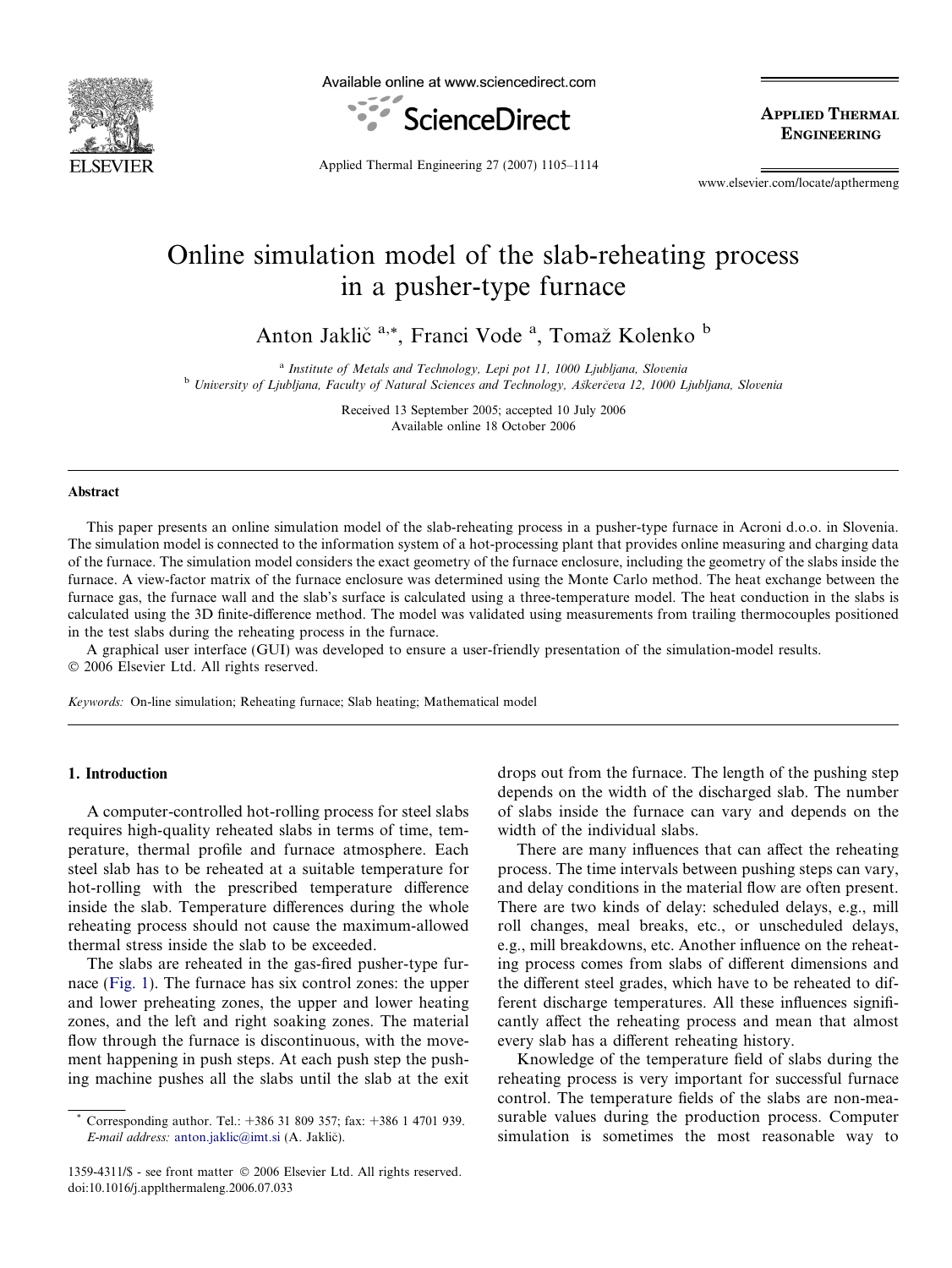# Online simulation model of the slab-reheating process in a pusher-type furnace

Anton Jaklič [a,*], Franci Vode [a], Tomaž Kolenko [b]

[a] *Institute of Metals and Technology, Lepi pot 11, 1000 Ljubljana, Slovenia*

[b] *University of Ljubljana, Faculty of Natural Sciences and Technology, Aškerčeva 12, 1000 Ljubljana, Slovenia*

Received 13 September 2005; accepted 10 July 2006
Available online 18 October 2006

## Abstract

This paper presents an online simulation model of the slab-reheating process in a pusher-type furnace in Acroni d.o.o. in Slovenia. The simulation model is connected to the information system of a hot-processing plant that provides online measuring and charging data of the furnace. The simulation model considers the exact geometry of the furnace enclosure, including the geometry of the slabs inside the furnace. A view-factor matrix of the furnace enclosure was determined using the Monte Carlo method. The heat exchange between the furnace gas, the furnace wall and the slab's surface is calculated using a three-temperature model. The heat conduction in the slabs is calculated using the 3D finite-difference method. The model was validated using measurements from trailing thermocouples positioned in the test slabs during the reheating process in the furnace.

A graphical user interface (GUI) was developed to ensure a user-friendly presentation of the simulation-model results.

© 2006 Elsevier Ltd. All rights reserved.

*Keywords:* On-line simulation; Reheating furnace; Slab heating; Mathematical model

## 1. Introduction

A computer-controlled hot-rolling process for steel slabs requires high-quality reheated slabs in terms of time, temperature, thermal profile and furnace atmosphere. Each steel slab has to be reheated at a suitable temperature for hot-rolling with the prescribed temperature difference inside the slab. Temperature differences during the whole reheating process should not cause the maximum-allowed thermal stress inside the slab to be exceeded.

The slabs are reheated in the gas-fired pusher-type furnace (Fig. 1). The furnace has six control zones: the upper and lower preheating zones, the upper and lower heating zones, and the left and right soaking zones. The material flow through the furnace is discontinuous, with the movement happening in push steps. At each push step the pushing machine pushes all the slabs until the slab at the exit drops out from the furnace. The length of the pushing step depends on the width of the discharged slab. The number of slabs inside the furnace can vary and depends on the width of the individual slabs.

There are many influences that can affect the reheating process. The time intervals between pushing steps can vary, and delay conditions in the material flow are often present. There are two kinds of delay: scheduled delays, e.g., mill roll changes, meal breaks, etc., or unscheduled delays, e.g., mill breakdowns, etc. Another influence on the reheating process comes from slabs of different dimensions and the different steel grades, which have to be reheated to different discharge temperatures. All these influences significantly affect the reheating process and mean that almost every slab has a different reheating history.

Knowledge of the temperature field of slabs during the reheating process is very important for successful furnace control. The temperature fields of the slabs are non-measurable values during the production process. Computer simulation is sometimes the most reasonable way to

---

* Corresponding author. Tel.: +386 31 809 357; fax: +386 1 4701 939.
*E-mail address:* anton.jaklic@imt.si (A. Jaklič).

1359-4311/$ - see front matter © 2006 Elsevier Ltd. All rights reserved.
doi:10.1016/j.applthermaleng.2006.07.033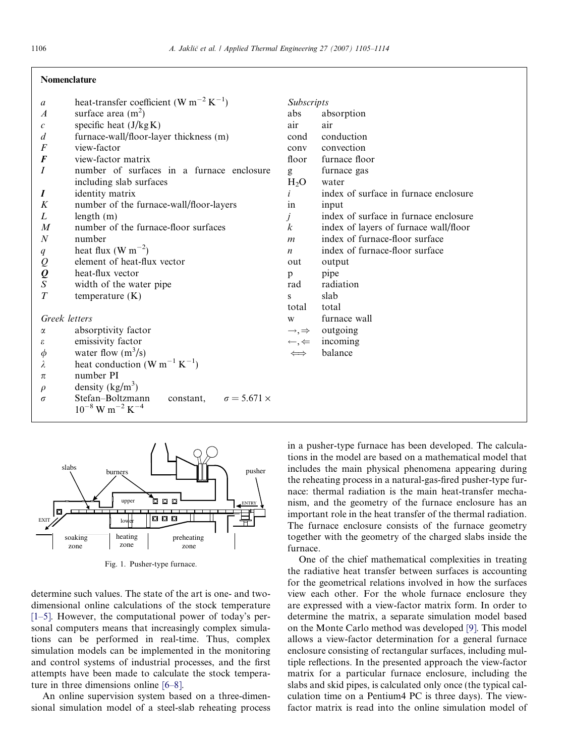## Nomenclature

| | |
|---|---|
| $a$ | heat-transfer coefficient (W m$^{-2}$ K$^{-1}$) |
| $A$ | surface area (m$^2$) |
| $c$ | specific heat (J/kg K) |
| $d$ | furnace-wall/floor-layer thickness (m) |
| $F$ | view-factor |
| $\boldsymbol{F}$ | view-factor matrix |
| $I$ | number of surfaces in a furnace enclosure including slab surfaces |
| $\boldsymbol{I}$ | identity matrix |
| $K$ | number of the furnace-wall/floor-layers |
| $L$ | length (m) |
| $M$ | number of the furnace-floor surfaces |
| $N$ | number |
| $q$ | heat flux (W m$^{-2}$) |
| $Q$ | element of heat-flux vector |
| $\boldsymbol{Q}$ | heat-flux vector |
| $S$ | width of the water pipe |
| $T$ | temperature (K) |

*Greek letters*

| | |
|---|---|
| $\alpha$ | absorptivity factor |
| $\varepsilon$ | emissivity factor |
| $\phi$ | water flow (m$^3$/s) |
| $\lambda$ | heat conduction (W m$^{-1}$ K$^{-1}$) |
| $\pi$ | number PI |
| $\rho$ | density (kg/m$^3$) |
| $\sigma$ | Stefan–Boltzmann constant, $\sigma = 5.671 \times 10^{-8}$ W m$^{-2}$ K$^{-4}$ |

*Subscripts*

| | |
|---|---|
| abs | absorption |
| air | air |
| cond | conduction |
| conv | convection |
| floor | furnace floor |
| g | furnace gas |
| $H_2O$ | water |
| $i$ | index of surface in furnace enclosure |
| in | input |
| $j$ | index of surface in furnace enclosure |
| $k$ | index of layers of furnace wall/floor |
| $m$ | index of furnace-floor surface |
| $n$ | index of furnace-floor surface |
| out | output |
| p | pipe |
| rad | radiation |
| s | slab |
| total | total |
| w | furnace wall |
| $\rightarrow, \Rightarrow$ | outgoing |
| $\leftarrow, \Leftarrow$ | incoming |
| $\Longleftrightarrow$ | balance |

Fig. 1. Pusher-type furnace.

determine such values. The state of the art is one- and two-dimensional online calculations of the stock temperature [1–5]. However, the computational power of today's personal computers means that increasingly complex simulations can be performed in real-time. Thus, complex simulation models can be implemented in the monitoring and control systems of industrial processes, and the first attempts have been made to calculate the stock temperature in three dimensions online [6–8].

An online supervision system based on a three-dimensional simulation model of a steel-slab reheating process in a pusher-type furnace has been developed. The calculations in the model are based on a mathematical model that includes the main physical phenomena appearing during the reheating process in a natural-gas-fired pusher-type furnace: thermal radiation is the main heat-transfer mechanism, and the geometry of the furnace enclosure has an important role in the heat transfer of the thermal radiation. The furnace enclosure consists of the furnace geometry together with the geometry of the charged slabs inside the furnace.

One of the chief mathematical complexities in treating the radiative heat transfer between surfaces is accounting for the geometrical relations involved in how the surfaces view each other. For the whole furnace enclosure they are expressed with a view-factor matrix form. In order to determine the matrix, a separate simulation model based on the Monte Carlo method was developed [9]. This model allows a view-factor determination for a general furnace enclosure consisting of rectangular surfaces, including multiple reflections. In the presented approach the view-factor matrix for a particular furnace enclosure, including the slabs and skid pipes, is calculated only once (the typical calculation time on a Pentium4 PC is three days). The view-factor matrix is read into the online simulation model of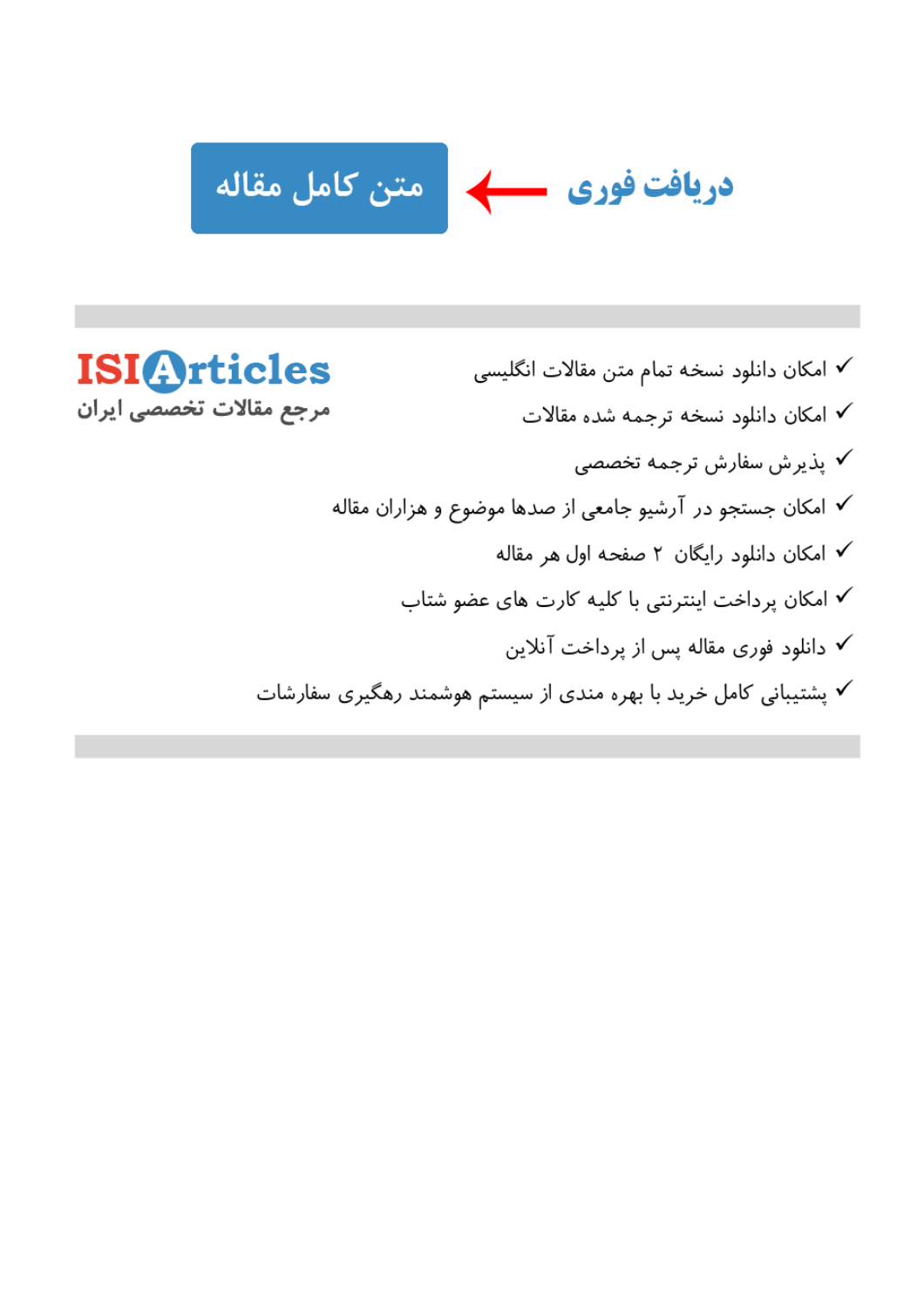دریافت فوری ← متن کامل مقاله

**ISIArticles**
مرجع مقالات تخصصی ایران

- ✓ امکان دانلود نسخه تمام متن مقالات انگلیسی
- ✓ امکان دانلود نسخه ترجمه شده مقالات
- ✓ پذیرش سفارش ترجمه تخصصی
- ✓ امکان جستجو در آرشیو جامعی از صدها موضوع و هزاران مقاله
- ✓ امکان دانلود رایگان ۲ صفحه اول هر مقاله
- ✓ امکان پرداخت اینترنتی با کلیه کارت های عضو شتاب
- ✓ دانلود فوری مقاله پس از پرداخت آنلاین
- ✓ پشتیبانی کامل خرید با بهره مندی از سیستم هوشمند رهگیری سفارشات